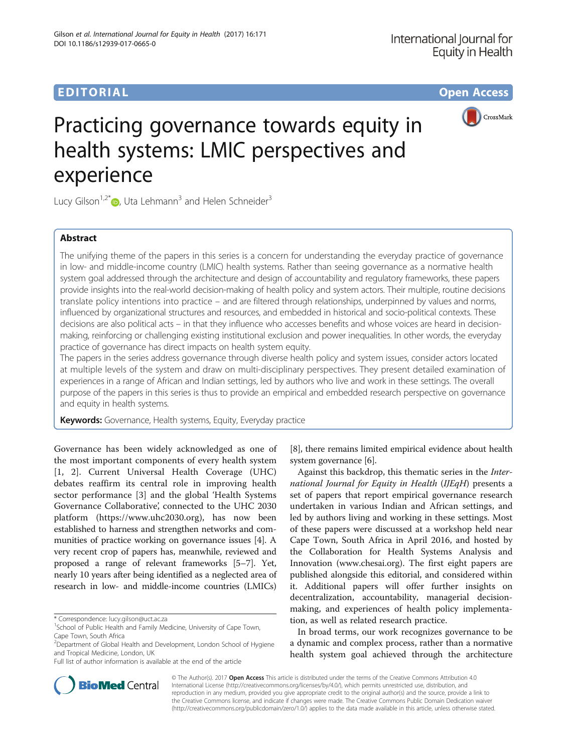EDITORIAL Open Access

# Practicing governance towards equity in health systems: LMIC perspectives and experience

Lucy Gilson[1,2*], Uta Lehmann[3] and Helen Schneider[3]

## Abstract

The unifying theme of the papers in this series is a concern for understanding the everyday practice of governance in low- and middle-income country (LMIC) health systems. Rather than seeing governance as a normative health system goal addressed through the architecture and design of accountability and regulatory frameworks, these papers provide insights into the real-world decision-making of health policy and system actors. Their multiple, routine decisions translate policy intentions into practice – and are filtered through relationships, underpinned by values and norms, influenced by organizational structures and resources, and embedded in historical and socio-political contexts. These decisions are also political acts – in that they influence who accesses benefits and whose voices are heard in decision-making, reinforcing or challenging existing institutional exclusion and power inequalities. In other words, the everyday practice of governance has direct impacts on health system equity.

The papers in the series address governance through diverse health policy and system issues, consider actors located at multiple levels of the system and draw on multi-disciplinary perspectives. They present detailed examination of experiences in a range of African and Indian settings, led by authors who live and work in these settings. The overall purpose of the papers in this series is thus to provide an empirical and embedded research perspective on governance and equity in health systems.

**Keywords:** Governance, Health systems, Equity, Everyday practice

Governance has been widely acknowledged as one of the most important components of every health system [1, 2]. Current Universal Health Coverage (UHC) debates reaffirm its central role in improving health sector performance [3] and the global 'Health Systems Governance Collaborative', connected to the UHC 2030 platform (https://www.uhc2030.org), has now been established to harness and strengthen networks and communities of practice working on governance issues [4]. A very recent crop of papers has, meanwhile, reviewed and proposed a range of relevant frameworks [5–7]. Yet, nearly 10 years after being identified as a neglected area of research in low- and middle-income countries (LMICs) [8], there remains limited empirical evidence about health system governance [6].

Against this backdrop, this thematic series in the *International Journal for Equity in Health* (*IJEqH*) presents a set of papers that report empirical governance research undertaken in various Indian and African settings, and led by authors living and working in these settings. Most of these papers were discussed at a workshop held near Cape Town, South Africa in April 2016, and hosted by the Collaboration for Health Systems Analysis and Innovation (www.chesai.org). The first eight papers are published alongside this editorial, and considered within it. Additional papers will offer further insights on decentralization, accountability, managerial decision-making, and experiences of health policy implementation, as well as related research practice.

In broad terms, our work recognizes governance to be a dynamic and complex process, rather than a normative health system goal achieved through the architecture

\* Correspondence: lucy.gilson@uct.ac.za
[1] School of Public Health and Family Medicine, University of Cape Town, Cape Town, South Africa
[2] Department of Global Health and Development, London School of Hygiene and Tropical Medicine, London, UK
Full list of author information is available at the end of the article

© The Author(s). 2017 **Open Access** This article is distributed under the terms of the Creative Commons Attribution 4.0 International License (http://creativecommons.org/licenses/by/4.0/), which permits unrestricted use, distribution, and reproduction in any medium, provided you give appropriate credit to the original author(s) and the source, provide a link to the Creative Commons license, and indicate if changes were made. The Creative Commons Public Domain Dedication waiver (http://creativecommons.org/publicdomain/zero/1.0/) applies to the data made available in this article, unless otherwise stated.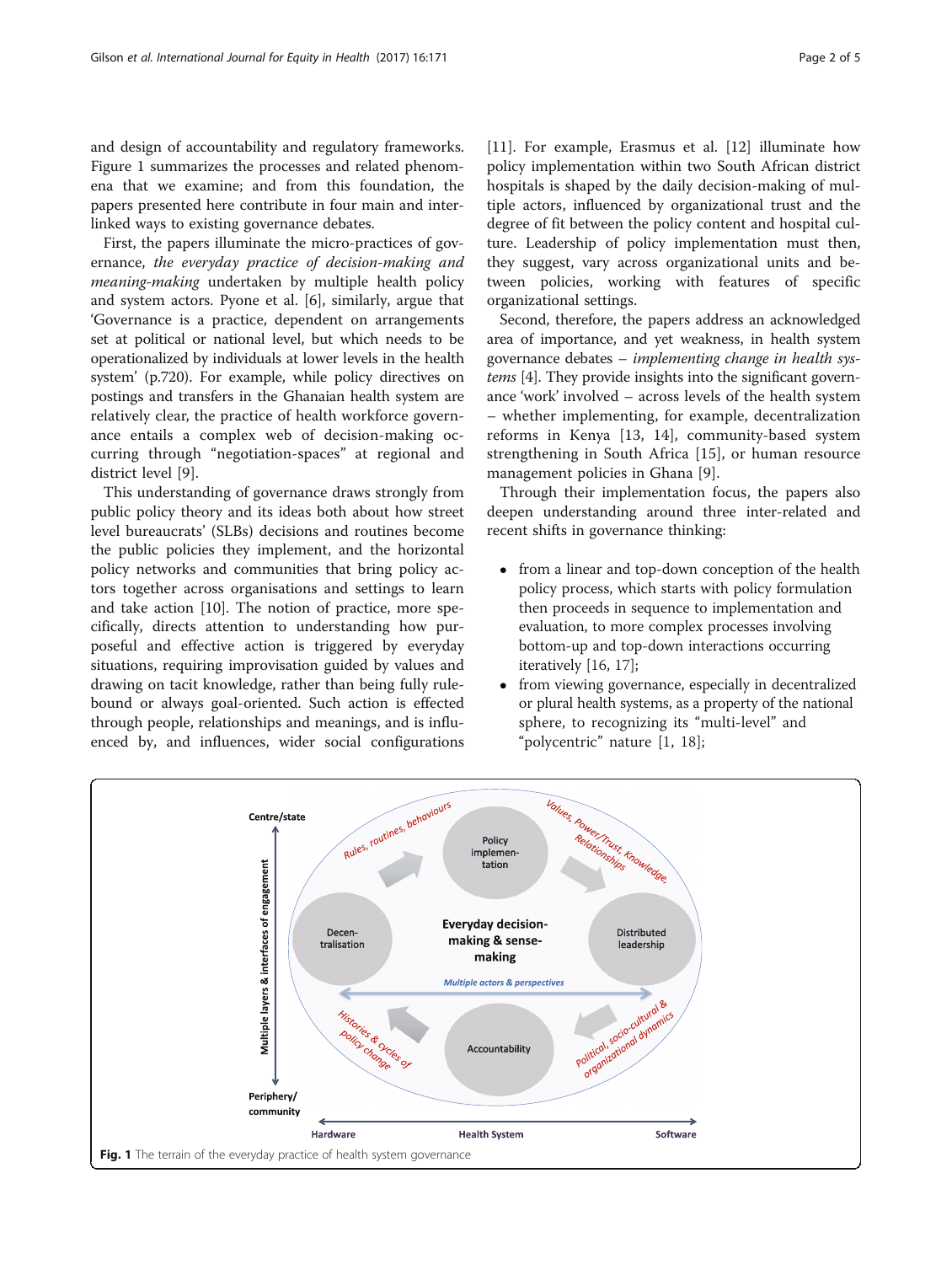and design of accountability and regulatory frameworks. Figure 1 summarizes the processes and related phenomena that we examine; and from this foundation, the papers presented here contribute in four main and interlinked ways to existing governance debates.

First, the papers illuminate the micro-practices of governance, *the everyday practice of decision-making and meaning-making* undertaken by multiple health policy and system actors. Pyone et al. [6], similarly, argue that 'Governance is a practice, dependent on arrangements set at political or national level, but which needs to be operationalized by individuals at lower levels in the health system' (p.720). For example, while policy directives on postings and transfers in the Ghanaian health system are relatively clear, the practice of health workforce governance entails a complex web of decision-making occurring through "negotiation-spaces" at regional and district level [9].

This understanding of governance draws strongly from public policy theory and its ideas both about how street level bureaucrats' (SLBs) decisions and routines become the public policies they implement, and the horizontal policy networks and communities that bring policy actors together across organisations and settings to learn and take action [10]. The notion of practice, more specifically, directs attention to understanding how purposeful and effective action is triggered by everyday situations, requiring improvisation guided by values and drawing on tacit knowledge, rather than being fully rule-bound or always goal-oriented. Such action is effected through people, relationships and meanings, and is influenced by, and influences, wider social configurations [11]. For example, Erasmus et al. [12] illuminate how policy implementation within two South African district hospitals is shaped by the daily decision-making of multiple actors, influenced by organizational trust and the degree of fit between the policy content and hospital culture. Leadership of policy implementation must then, they suggest, vary across organizational units and between policies, working with features of specific organizational settings.

Second, therefore, the papers address an acknowledged area of importance, and yet weakness, in health system governance debates – *implementing change in health systems* [4]. They provide insights into the significant governance 'work' involved – across levels of the health system – whether implementing, for example, decentralization reforms in Kenya [13, 14], community-based system strengthening in South Africa [15], or human resource management policies in Ghana [9].

Through their implementation focus, the papers also deepen understanding around three inter-related and recent shifts in governance thinking:

- from a linear and top-down conception of the health policy process, which starts with policy formulation then proceeds in sequence to implementation and evaluation, to more complex processes involving bottom-up and top-down interactions occurring iteratively [16, 17];
- from viewing governance, especially in decentralized or plural health systems, as a property of the national sphere, to recognizing its "multi-level" and "polycentric" nature [1, 18];

**Fig. 1** The terrain of the everyday practice of health system governance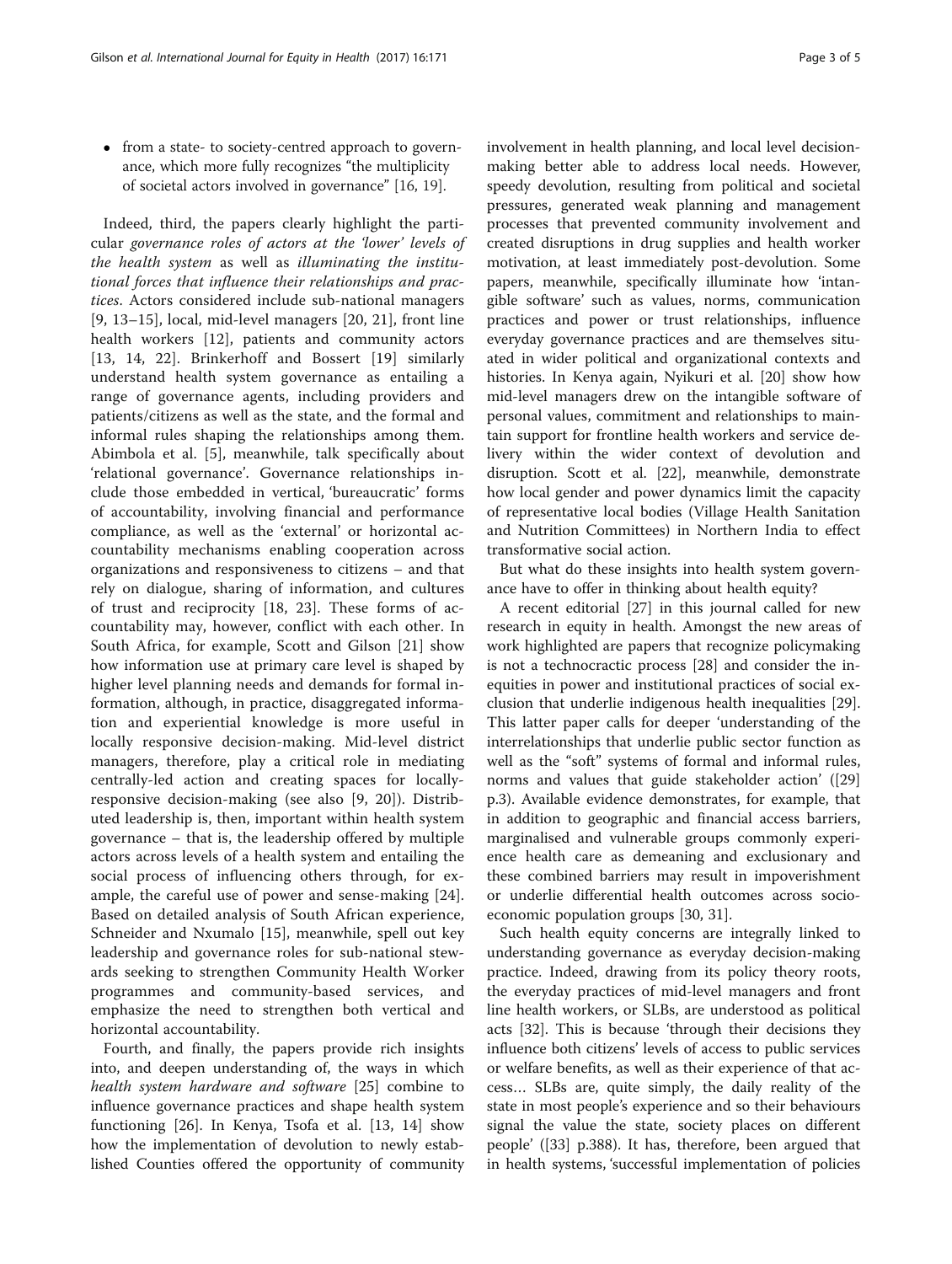- from a state- to society-centred approach to governance, which more fully recognizes "the multiplicity of societal actors involved in governance" [16, 19].

Indeed, third, the papers clearly highlight the particular *governance roles of actors at the 'lower' levels of the health system* as well as *illuminating the institutional forces that influence their relationships and practices*. Actors considered include sub-national managers [9, 13–15], local, mid-level managers [20, 21], front line health workers [12], patients and community actors [13, 14, 22]. Brinkerhoff and Bossert [19] similarly understand health system governance as entailing a range of governance agents, including providers and patients/citizens as well as the state, and the formal and informal rules shaping the relationships among them. Abimbola et al. [5], meanwhile, talk specifically about 'relational governance'. Governance relationships include those embedded in vertical, 'bureaucratic' forms of accountability, involving financial and performance compliance, as well as the 'external' or horizontal accountability mechanisms enabling cooperation across organizations and responsiveness to citizens – and that rely on dialogue, sharing of information, and cultures of trust and reciprocity [18, 23]. These forms of accountability may, however, conflict with each other. In South Africa, for example, Scott and Gilson [21] show how information use at primary care level is shaped by higher level planning needs and demands for formal information, although, in practice, disaggregated information and experiential knowledge is more useful in locally responsive decision-making. Mid-level district managers, therefore, play a critical role in mediating centrally-led action and creating spaces for locally-responsive decision-making (see also [9, 20]). Distributed leadership is, then, important within health system governance – that is, the leadership offered by multiple actors across levels of a health system and entailing the social process of influencing others through, for example, the careful use of power and sense-making [24]. Based on detailed analysis of South African experience, Schneider and Nxumalo [15], meanwhile, spell out key leadership and governance roles for sub-national stewards seeking to strengthen Community Health Worker programmes and community-based services, and emphasize the need to strengthen both vertical and horizontal accountability.

Fourth, and finally, the papers provide rich insights into, and deepen understanding of, the ways in which *health system hardware and software* [25] combine to influence governance practices and shape health system functioning [26]. In Kenya, Tsofa et al. [13, 14] show how the implementation of devolution to newly established Counties offered the opportunity of community involvement in health planning, and local level decision-making better able to address local needs. However, speedy devolution, resulting from political and societal pressures, generated weak planning and management processes that prevented community involvement and created disruptions in drug supplies and health worker motivation, at least immediately post-devolution. Some papers, meanwhile, specifically illuminate how 'intangible software' such as values, norms, communication practices and power or trust relationships, influence everyday governance practices and are themselves situated in wider political and organizational contexts and histories. In Kenya again, Nyikuri et al. [20] show how mid-level managers drew on the intangible software of personal values, commitment and relationships to maintain support for frontline health workers and service delivery within the wider context of devolution and disruption. Scott et al. [22], meanwhile, demonstrate how local gender and power dynamics limit the capacity of representative local bodies (Village Health Sanitation and Nutrition Committees) in Northern India to effect transformative social action.

But what do these insights into health system governance have to offer in thinking about health equity?

A recent editorial [27] in this journal called for new research in equity in health. Amongst the new areas of work highlighted are papers that recognize policymaking is not a technocratic process [28] and consider the inequities in power and institutional practices of social exclusion that underlie indigenous health inequalities [29]. This latter paper calls for deeper 'understanding of the interrelationships that underlie public sector function as well as the "soft" systems of formal and informal rules, norms and values that guide stakeholder action' ([29] p.3). Available evidence demonstrates, for example, that in addition to geographic and financial access barriers, marginalised and vulnerable groups commonly experience health care as demeaning and exclusionary and these combined barriers may result in impoverishment or underlie differential health outcomes across socio-economic population groups [30, 31].

Such health equity concerns are integrally linked to understanding governance as everyday decision-making practice. Indeed, drawing from its policy theory roots, the everyday practices of mid-level managers and front line health workers, or SLBs, are understood as political acts [32]. This is because 'through their decisions they influence both citizens' levels of access to public services or welfare benefits, as well as their experience of that access… SLBs are, quite simply, the daily reality of the state in most people's experience and so their behaviours signal the value the state, society places on different people' ([33] p.388). It has, therefore, been argued that in health systems, 'successful implementation of policies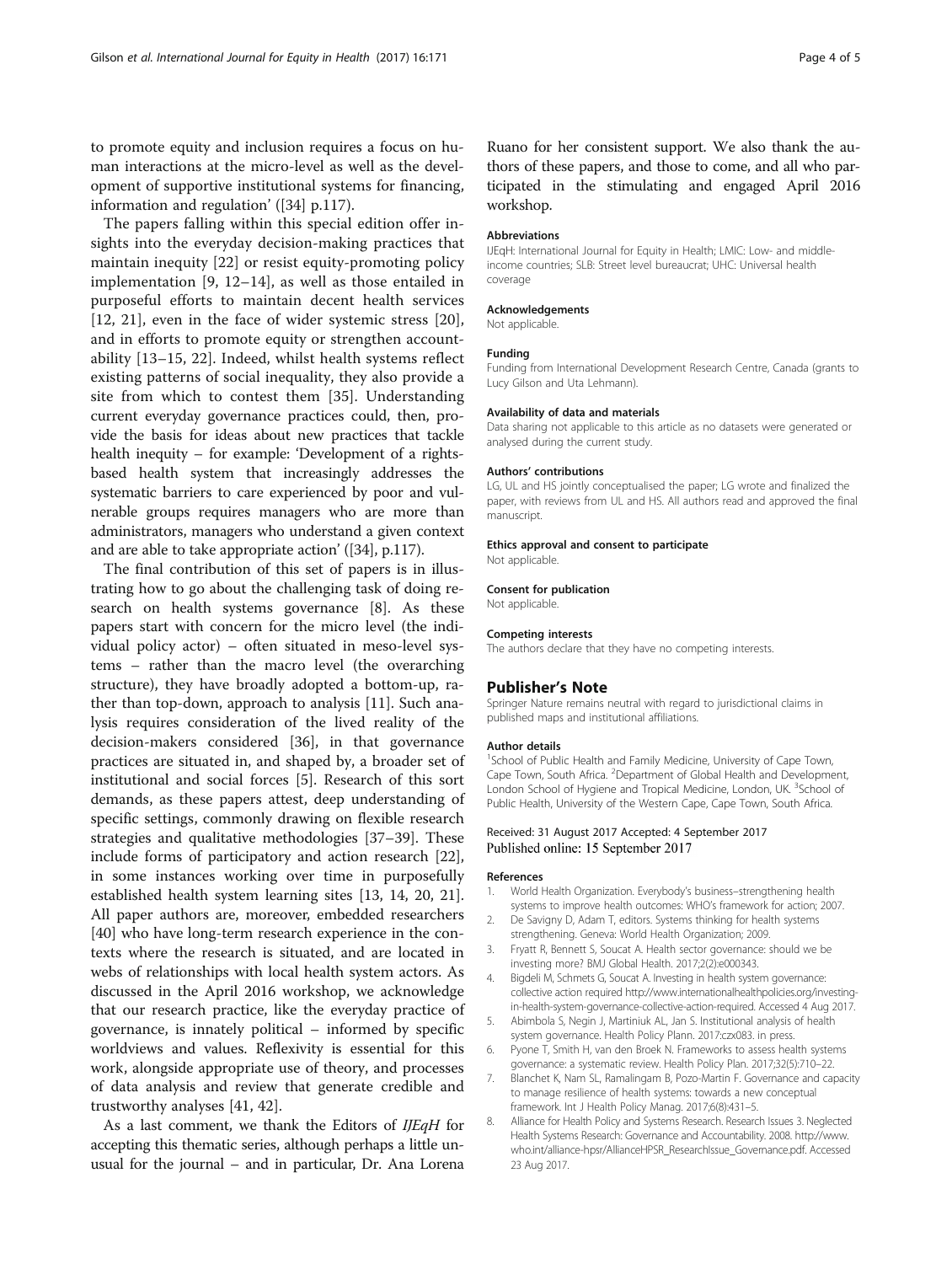to promote equity and inclusion requires a focus on human interactions at the micro-level as well as the development of supportive institutional systems for financing, information and regulation' ([34] p.117).

The papers falling within this special edition offer insights into the everyday decision-making practices that maintain inequity [22] or resist equity-promoting policy implementation [9, 12–14], as well as those entailed in purposeful efforts to maintain decent health services [12, 21], even in the face of wider systemic stress [20], and in efforts to promote equity or strengthen accountability [13–15, 22]. Indeed, whilst health systems reflect existing patterns of social inequality, they also provide a site from which to contest them [35]. Understanding current everyday governance practices could, then, provide the basis for ideas about new practices that tackle health inequity – for example: 'Development of a rights-based health system that increasingly addresses the systematic barriers to care experienced by poor and vulnerable groups requires managers who are more than administrators, managers who understand a given context and are able to take appropriate action' ([34], p.117).

The final contribution of this set of papers is in illustrating how to go about the challenging task of doing research on health systems governance [8]. As these papers start with concern for the micro level (the individual policy actor) – often situated in meso-level systems – rather than the macro level (the overarching structure), they have broadly adopted a bottom-up, rather than top-down, approach to analysis [11]. Such analysis requires consideration of the lived reality of the decision-makers considered [36], in that governance practices are situated in, and shaped by, a broader set of institutional and social forces [5]. Research of this sort demands, as these papers attest, deep understanding of specific settings, commonly drawing on flexible research strategies and qualitative methodologies [37–39]. These include forms of participatory and action research [22], in some instances working over time in purposefully established health system learning sites [13, 14, 20, 21]. All paper authors are, moreover, embedded researchers [40] who have long-term research experience in the contexts where the research is situated, and are located in webs of relationships with local health system actors. As discussed in the April 2016 workshop, we acknowledge that our research practice, like the everyday practice of governance, is innately political – informed by specific worldviews and values. Reflexivity is essential for this work, alongside appropriate use of theory, and processes of data analysis and review that generate credible and trustworthy analyses [41, 42].

As a last comment, we thank the Editors of *IJEqH* for accepting this thematic series, although perhaps a little unusual for the journal – and in particular, Dr. Ana Lorena Ruano for her consistent support. We also thank the authors of these papers, and those to come, and all who participated in the stimulating and engaged April 2016 workshop.

#### Abbreviations
IJEqH: International Journal for Equity in Health; LMIC: Low- and middle-income countries; SLB: Street level bureaucrat; UHC: Universal health coverage

#### Acknowledgements
Not applicable.

#### Funding
Funding from International Development Research Centre, Canada (grants to Lucy Gilson and Uta Lehmann).

#### Availability of data and materials
Data sharing not applicable to this article as no datasets were generated or analysed during the current study.

#### Authors' contributions
LG, UL and HS jointly conceptualised the paper; LG wrote and finalized the paper, with reviews from UL and HS. All authors read and approved the final manuscript.

#### Ethics approval and consent to participate
Not applicable.

#### Consent for publication
Not applicable.

#### Competing interests
The authors declare that they have no competing interests.

### Publisher's Note
Springer Nature remains neutral with regard to jurisdictional claims in published maps and institutional affiliations.

#### Author details
[1]School of Public Health and Family Medicine, University of Cape Town, Cape Town, South Africa. [2]Department of Global Health and Development, London School of Hygiene and Tropical Medicine, London, UK. [3]School of Public Health, University of the Western Cape, Cape Town, South Africa.

Received: 31 August 2017 Accepted: 4 September 2017
Published online: 15 September 2017

#### References
1. World Health Organization. Everybody's business–strengthening health systems to improve health outcomes: WHO's framework for action; 2007.
2. De Savigny D, Adam T, editors. Systems thinking for health systems strengthening. Geneva: World Health Organization; 2009.
3. Fryatt R, Bennett S, Soucat A. Health sector governance: should we be investing more? BMJ Global Health. 2017;2(2):e000343.
4. Bigdeli M, Schmets G, Soucat A. Investing in health system governance: collective action required http://www.internationalhealthpolicies.org/investing-in-health-system-governance-collective-action-required. Accessed 4 Aug 2017.
5. Abimbola S, Negin J, Martiniuk AL, Jan S. Institutional analysis of health system governance. Health Policy Plann. 2017:czx083. in press.
6. Pyone T, Smith H, van den Broek N. Frameworks to assess health systems governance: a systematic review. Health Policy Plan. 2017;32(5):710–22.
7. Blanchet K, Nam SL, Ramalingam B, Pozo-Martin F. Governance and capacity to manage resilience of health systems: towards a new conceptual framework. Int J Health Policy Manag. 2017;6(8):431–5.
8. Alliance for Health Policy and Systems Research. Research Issues 3. Neglected Health Systems Research: Governance and Accountability. 2008. http://www.who.int/alliance-hpsr/AllianceHPSR_ResearchIssue_Governance.pdf. Accessed 23 Aug 2017.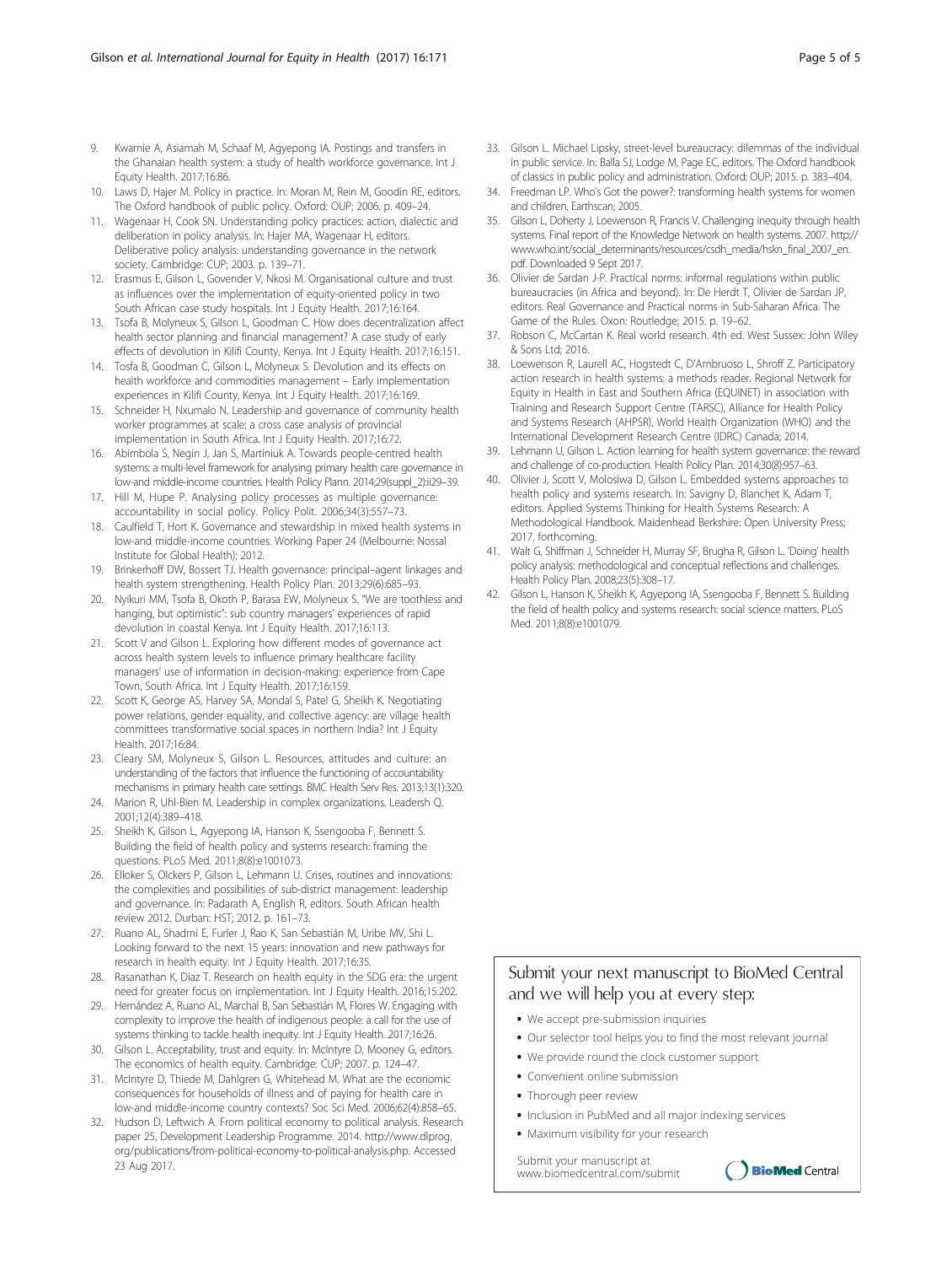9. Kwamie A, Asiamah M, Schaaf M, Agyepong IA. Postings and transfers in the Ghanaian health system: a study of health workforce governance. Int J Equity Health. 2017;16:86.
10. Laws D, Hajer M. Policy in practice. In: Moran M, Rein M, Goodin RE, editors. The Oxford handbook of public policy. Oxford: OUP; 2006. p. 409–24.
11. Wagenaar H, Cook SN. Understanding policy practices: action, dialectic and deliberation in policy analysis. In: Hajer MA, Wagenaar H, editors. Deliberative policy analysis: understanding governance in the network society. Cambridge: CUP; 2003. p. 139–71.
12. Erasmus E, Gilson L, Govender V, Nkosi M. Organisational culture and trust as influences over the implementation of equity-oriented policy in two South African case study hospitals. Int J Equity Health. 2017;16:164.
13. Tsofa B, Molyneux S, Gilson L, Goodman C. How does decentralization affect health sector planning and financial management? A case study of early effects of devolution in Kilifi County, Kenya. Int J Equity Health. 2017;16:151.
14. Tosfa B, Goodman C, Gilson L, Molyneux S. Devolution and its effects on health workforce and commodities management – Early implementation experiences in Kilifi County, Kenya. Int J Equity Health. 2017;16:169.
15. Schneider H, Nxumalo N. Leadership and governance of community health worker programmes at scale: a cross case analysis of provincial implementation in South Africa. Int J Equity Health. 2017;16:72.
16. Abimbola S, Negin J, Jan S, Martiniuk A. Towards people-centred health systems: a multi-level framework for analysing primary health care governance in low-and middle-income countries. Health Policy Plann. 2014;29(suppl_2):ii29–39.
17. Hill M, Hupe P. Analysing policy processes as multiple governance: accountability in social policy. Policy Polit. 2006;34(3):557–73.
18. Caulfield T, Hort K. Governance and stewardship in mixed health systems in low-and middle-income countries. Working Paper 24 (Melbourne: Nossal Institute for Global Health); 2012.
19. Brinkerhoff DW, Bossert TJ. Health governance: principal–agent linkages and health system strengthening. Health Policy Plan. 2013;29(6):685–93.
20. Nyikuri MM, Tsofa B, Okoth P, Barasa EW, Molyneux S. "We are toothless and hanging, but optimistic": sub country managers' experiences of rapid devolution in coastal Kenya. Int J Equity Health. 2017;16:113.
21. Scott V and Gilson L. Exploring how different modes of governance act across health system levels to influence primary healthcare facility managers' use of information in decision-making: experience from Cape Town, South Africa. Int J Equity Health. 2017;16:159.
22. Scott K, George AS, Harvey SA, Mondal S, Patel G, Sheikh K. Negotiating power relations, gender equality, and collective agency: are village health committees transformative social spaces in northern India? Int J Equity Health. 2017;16:84.
23. Cleary SM, Molyneux S, Gilson L. Resources, attitudes and culture: an understanding of the factors that influence the functioning of accountability mechanisms in primary health care settings. BMC Health Serv Res. 2013;13(1):320.
24. Marion R, Uhl-Bien M. Leadership in complex organizations. Leadersh Q. 2001;12(4):389–418.
25. Sheikh K, Gilson L, Agyepong IA, Hanson K, Ssengooba F, Bennett S. Building the field of health policy and systems research: framing the questions. PLoS Med. 2011;8(8):e1001073.
26. Elloker S, Olckers P, Gilson L, Lehmann U. Crises, routines and innovations: the complexities and possibilities of sub-district management: leadership and governance. In: Padarath A, English R, editors. South African health review 2012. Durban: HST; 2012. p. 161–73.
27. Ruano AL, Shadmi E, Furler J, Rao K, San Sebastián M, Uribe MV, Shi L. Looking forward to the next 15 years: innovation and new pathways for research in health equity. Int J Equity Health. 2017;16:35.
28. Rasanathan K, Diaz T. Research on health equity in the SDG era: the urgent need for greater focus on implementation. Int J Equity Health. 2016;15:202.
29. Hernández A, Ruano AL, Marchal B, San Sebastián M, Flores W. Engaging with complexity to improve the health of indigenous people: a call for the use of systems thinking to tackle health inequity. Int J Equity Health. 2017;16:26.
30. Gilson L. Acceptability, trust and equity. In: McIntyre D, Mooney G, editors. The economics of health equity. Cambridge: CUP; 2007. p. 124–47.
31. McIntyre D, Thiede M, Dahlgren G, Whitehead M. What are the economic consequences for households of illness and of paying for health care in low-and middle-income country contexts? Soc Sci Med. 2006;62(4):858–65.
32. Hudson D, Leftwich A. From political economy to political analysis. Research paper 25, Development Leadership Programme. 2014. http://www.dlprog.org/publications/from-political-economy-to-political-analysis.php. Accessed 23 Aug 2017.
33. Gilson L. Michael Lipsky, street-level bureaucracy: dilemmas of the individual in public service. In: Balla SJ, Lodge M, Page EC, editors. The Oxford handbook of classics in public policy and administration. Oxford: OUP; 2015. p. 383–404.
34. Freedman LP. Who's Got the power?: transforming health systems for women and children. Earthscan; 2005.
35. Gilson L, Doherty J, Loewenson R, Francis V. Challenging inequity through health systems. Final report of the Knowledge Network on health systems. 2007. http://www.who.int/social_determinants/resources/csdh_media/hskn_final_2007_en.pdf. Downloaded 9 Sept 2017.
36. Olivier de Sardan J-P. Practical norms: informal regulations within public bureaucracies (in Africa and beyond). In: De Herdt T, Olivier de Sardan JP, editors. Real Governance and Practical norms in Sub-Saharan Africa. The Game of the Rules. Oxon: Routledge; 2015. p. 19–62.
37. Robson C, McCartan K. Real world research. 4th ed. West Sussex: John Wiley & Sons Ltd; 2016.
38. Loewenson R, Laurell AC, Hogstedt C, D'Ambruoso L, Shroff Z. Participatory action research in health systems: a methods reader. Regional Network for Equity in Health in East and Southern Africa (EQUINET) in association with Training and Research Support Centre (TARSC), Alliance for Health Policy and Systems Research (AHPSR), World Health Organization (WHO) and the International Development Research Centre (IDRC) Canada; 2014.
39. Lehmann U, Gilson L. Action learning for health system governance: the reward and challenge of co-production. Health Policy Plan. 2014;30(8):957–63.
40. Olivier J, Scott V, Molosiwa D, Gilson L. Embedded systems approaches to health policy and systems research. In: Savigny D, Blanchet K, Adam T, editors. Applied Systems Thinking for Health Systems Research: A Methodological Handbook. Maidenhead Berkshire: Open University Press; 2017. forthcoming.
41. Walt G, Shiffman J, Schneider H, Murray SF, Brugha R, Gilson L. 'Doing' health policy analysis: methodological and conceptual reflections and challenges. Health Policy Plan. 2008;23(5):308–17.
42. Gilson L, Hanson K, Sheikh K, Agyepong IA, Ssengooba F, Bennett S. Building the field of health policy and systems research: social science matters. PLoS Med. 2011;8(8):e1001079.

Submit your next manuscript to BioMed Central and we will help you at every step:

- We accept pre-submission inquiries
- Our selector tool helps you to find the most relevant journal
- We provide round the clock customer support
- Convenient online submission
- Thorough peer review
- Inclusion in PubMed and all major indexing services
- Maximum visibility for your research

Submit your manuscript at www.biomedcentral.com/submit

BioMed Central